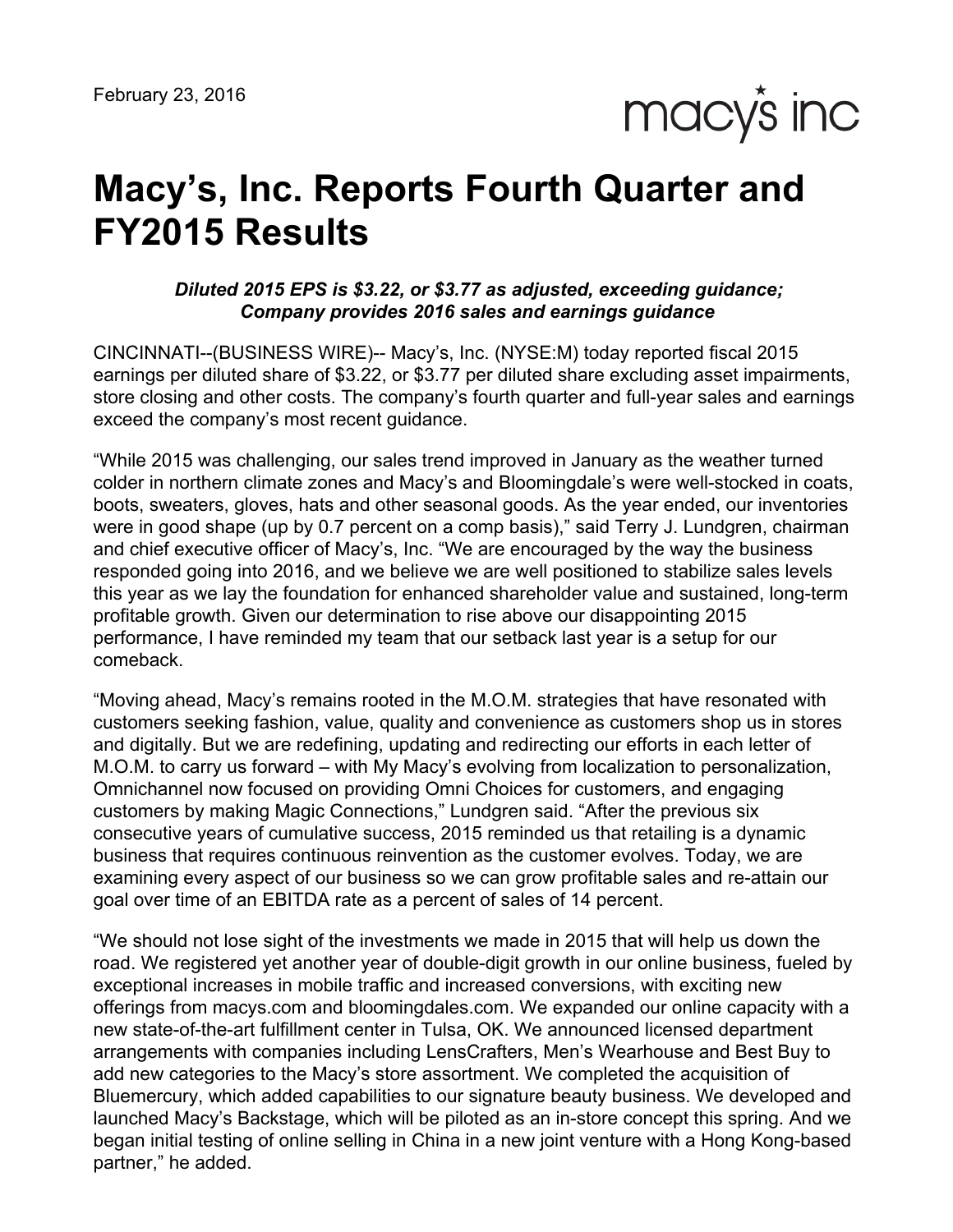February 23, 2016

macy's inc

# Macy's, Inc. Reports Fourth Quarter and FY2015 Results

***Diluted 2015 EPS is $3.22, or $3.77 as adjusted, exceeding guidance; Company provides 2016 sales and earnings guidance***

CINCINNATI--(BUSINESS WIRE)-- Macy's, Inc. (NYSE:M) today reported fiscal 2015 earnings per diluted share of $3.22, or $3.77 per diluted share excluding asset impairments, store closing and other costs. The company's fourth quarter and full-year sales and earnings exceed the company's most recent guidance.

"While 2015 was challenging, our sales trend improved in January as the weather turned colder in northern climate zones and Macy's and Bloomingdale's were well-stocked in coats, boots, sweaters, gloves, hats and other seasonal goods. As the year ended, our inventories were in good shape (up by 0.7 percent on a comp basis)," said Terry J. Lundgren, chairman and chief executive officer of Macy's, Inc. "We are encouraged by the way the business responded going into 2016, and we believe we are well positioned to stabilize sales levels this year as we lay the foundation for enhanced shareholder value and sustained, long-term profitable growth. Given our determination to rise above our disappointing 2015 performance, I have reminded my team that our setback last year is a setup for our comeback.

"Moving ahead, Macy's remains rooted in the M.O.M. strategies that have resonated with customers seeking fashion, value, quality and convenience as customers shop us in stores and digitally. But we are redefining, updating and redirecting our efforts in each letter of M.O.M. to carry us forward – with My Macy's evolving from localization to personalization, Omnichannel now focused on providing Omni Choices for customers, and engaging customers by making Magic Connections," Lundgren said. "After the previous six consecutive years of cumulative success, 2015 reminded us that retailing is a dynamic business that requires continuous reinvention as the customer evolves. Today, we are examining every aspect of our business so we can grow profitable sales and re-attain our goal over time of an EBITDA rate as a percent of sales of 14 percent.

"We should not lose sight of the investments we made in 2015 that will help us down the road. We registered yet another year of double-digit growth in our online business, fueled by exceptional increases in mobile traffic and increased conversions, with exciting new offerings from macys.com and bloomingdales.com. We expanded our online capacity with a new state-of-the-art fulfillment center in Tulsa, OK. We announced licensed department arrangements with companies including LensCrafters, Men's Wearhouse and Best Buy to add new categories to the Macy's store assortment. We completed the acquisition of Bluemercury, which added capabilities to our signature beauty business. We developed and launched Macy's Backstage, which will be piloted as an in-store concept this spring. And we began initial testing of online selling in China in a new joint venture with a Hong Kong-based partner," he added.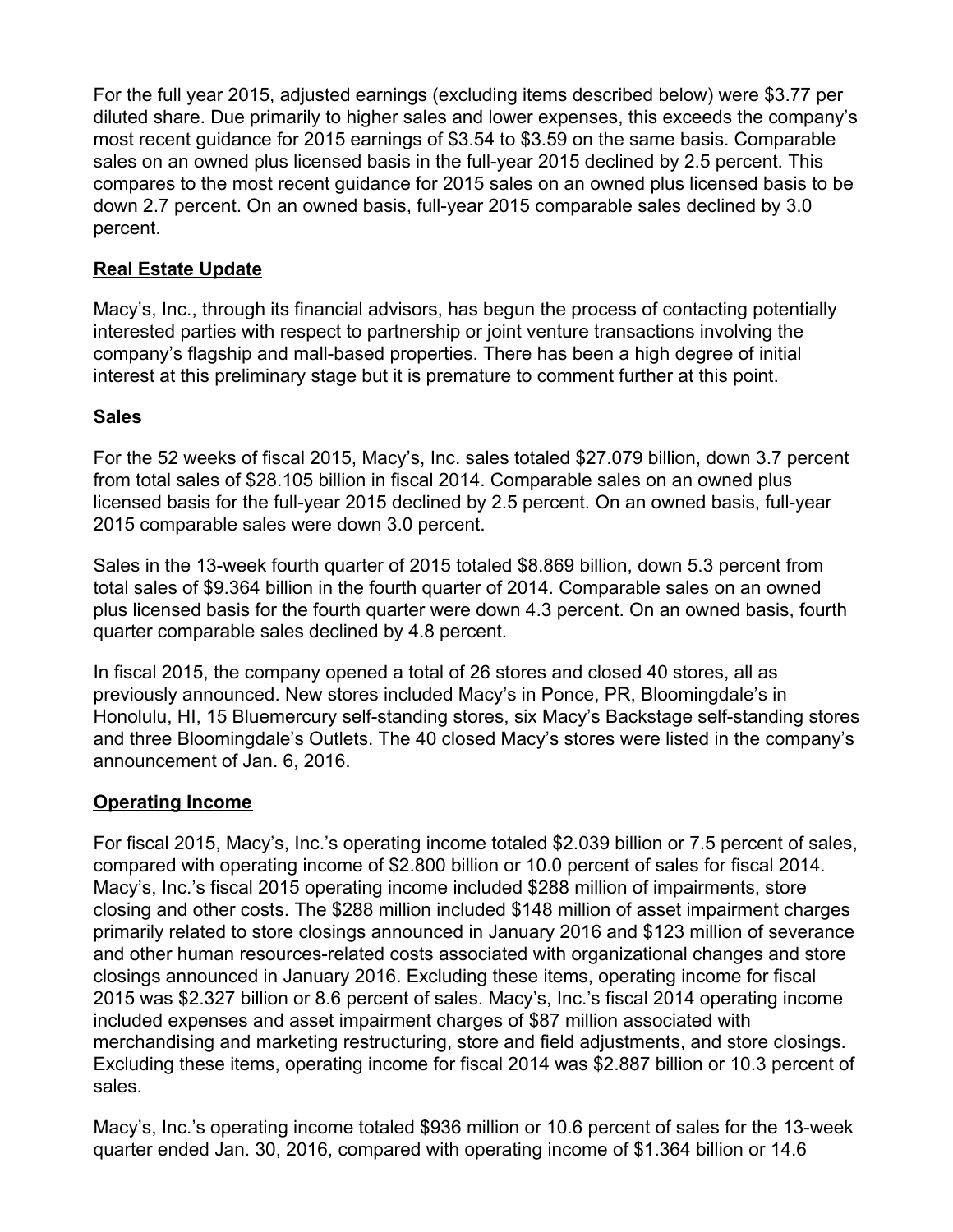For the full year 2015, adjusted earnings (excluding items described below) were $3.77 per diluted share. Due primarily to higher sales and lower expenses, this exceeds the company's most recent guidance for 2015 earnings of $3.54 to $3.59 on the same basis. Comparable sales on an owned plus licensed basis in the full-year 2015 declined by 2.5 percent. This compares to the most recent guidance for 2015 sales on an owned plus licensed basis to be down 2.7 percent. On an owned basis, full-year 2015 comparable sales declined by 3.0 percent.

## Real Estate Update

Macy's, Inc., through its financial advisors, has begun the process of contacting potentially interested parties with respect to partnership or joint venture transactions involving the company's flagship and mall-based properties. There has been a high degree of initial interest at this preliminary stage but it is premature to comment further at this point.

## Sales

For the 52 weeks of fiscal 2015, Macy's, Inc. sales totaled $27.079 billion, down 3.7 percent from total sales of $28.105 billion in fiscal 2014. Comparable sales on an owned plus licensed basis for the full-year 2015 declined by 2.5 percent. On an owned basis, full-year 2015 comparable sales were down 3.0 percent.

Sales in the 13-week fourth quarter of 2015 totaled $8.869 billion, down 5.3 percent from total sales of $9.364 billion in the fourth quarter of 2014. Comparable sales on an owned plus licensed basis for the fourth quarter were down 4.3 percent. On an owned basis, fourth quarter comparable sales declined by 4.8 percent.

In fiscal 2015, the company opened a total of 26 stores and closed 40 stores, all as previously announced. New stores included Macy's in Ponce, PR, Bloomingdale's in Honolulu, HI, 15 Bluemercury self-standing stores, six Macy's Backstage self-standing stores and three Bloomingdale's Outlets. The 40 closed Macy's stores were listed in the company's announcement of Jan. 6, 2016.

## Operating Income

For fiscal 2015, Macy's, Inc.'s operating income totaled $2.039 billion or 7.5 percent of sales, compared with operating income of $2.800 billion or 10.0 percent of sales for fiscal 2014. Macy's, Inc.'s fiscal 2015 operating income included $288 million of impairments, store closing and other costs. The $288 million included $148 million of asset impairment charges primarily related to store closings announced in January 2016 and $123 million of severance and other human resources-related costs associated with organizational changes and store closings announced in January 2016. Excluding these items, operating income for fiscal 2015 was $2.327 billion or 8.6 percent of sales. Macy's, Inc.'s fiscal 2014 operating income included expenses and asset impairment charges of $87 million associated with merchandising and marketing restructuring, store and field adjustments, and store closings. Excluding these items, operating income for fiscal 2014 was $2.887 billion or 10.3 percent of sales.

Macy's, Inc.'s operating income totaled $936 million or 10.6 percent of sales for the 13-week quarter ended Jan. 30, 2016, compared with operating income of $1.364 billion or 14.6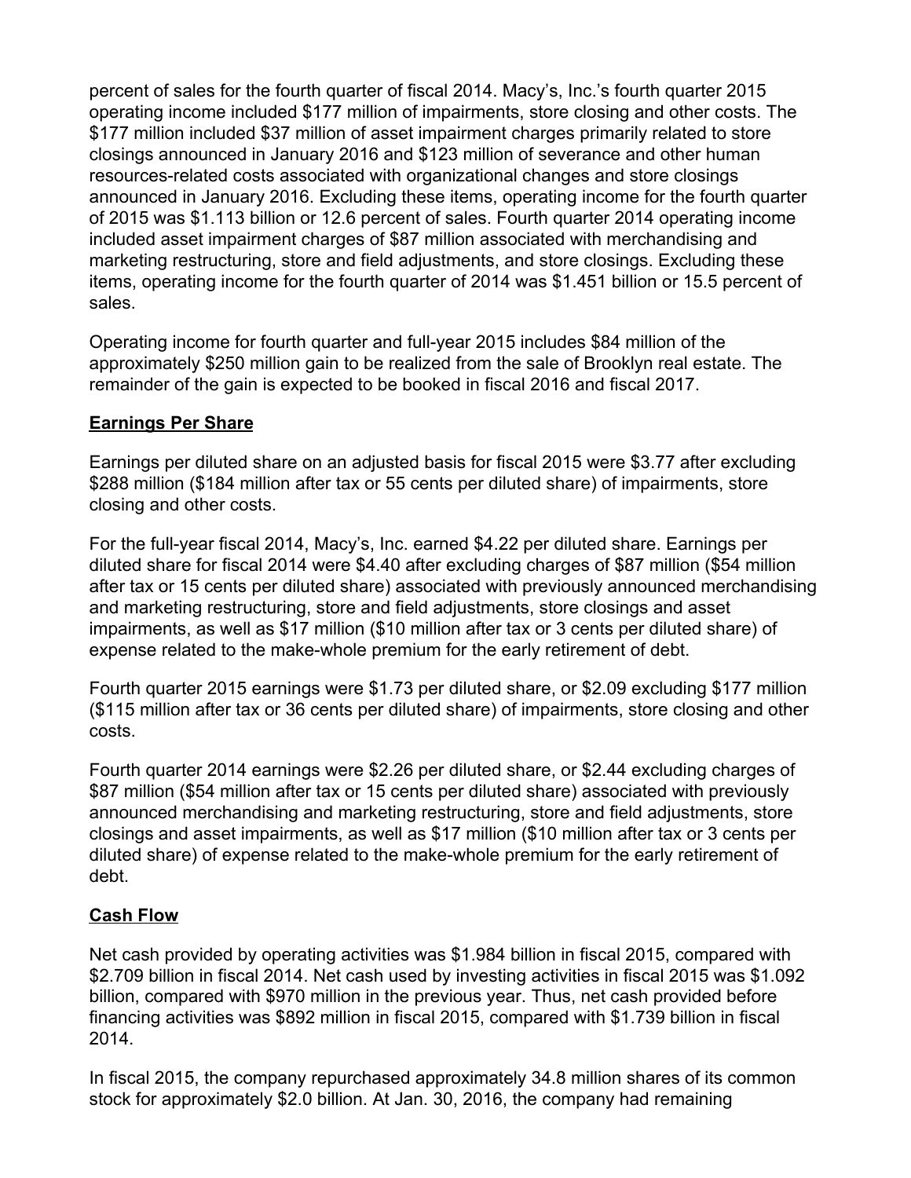percent of sales for the fourth quarter of fiscal 2014. Macy's, Inc.'s fourth quarter 2015 operating income included $177 million of impairments, store closing and other costs. The $177 million included $37 million of asset impairment charges primarily related to store closings announced in January 2016 and $123 million of severance and other human resources-related costs associated with organizational changes and store closings announced in January 2016. Excluding these items, operating income for the fourth quarter of 2015 was $1.113 billion or 12.6 percent of sales. Fourth quarter 2014 operating income included asset impairment charges of $87 million associated with merchandising and marketing restructuring, store and field adjustments, and store closings. Excluding these items, operating income for the fourth quarter of 2014 was $1.451 billion or 15.5 percent of sales.

Operating income for fourth quarter and full-year 2015 includes $84 million of the approximately $250 million gain to be realized from the sale of Brooklyn real estate. The remainder of the gain is expected to be booked in fiscal 2016 and fiscal 2017.

**Earnings Per Share**

Earnings per diluted share on an adjusted basis for fiscal 2015 were $3.77 after excluding $288 million ($184 million after tax or 55 cents per diluted share) of impairments, store closing and other costs.

For the full-year fiscal 2014, Macy's, Inc. earned $4.22 per diluted share. Earnings per diluted share for fiscal 2014 were $4.40 after excluding charges of $87 million ($54 million after tax or 15 cents per diluted share) associated with previously announced merchandising and marketing restructuring, store and field adjustments, store closings and asset impairments, as well as $17 million ($10 million after tax or 3 cents per diluted share) of expense related to the make-whole premium for the early retirement of debt.

Fourth quarter 2015 earnings were $1.73 per diluted share, or $2.09 excluding $177 million ($115 million after tax or 36 cents per diluted share) of impairments, store closing and other costs.

Fourth quarter 2014 earnings were $2.26 per diluted share, or $2.44 excluding charges of $87 million ($54 million after tax or 15 cents per diluted share) associated with previously announced merchandising and marketing restructuring, store and field adjustments, store closings and asset impairments, as well as $17 million ($10 million after tax or 3 cents per diluted share) of expense related to the make-whole premium for the early retirement of debt.

**Cash Flow**

Net cash provided by operating activities was $1.984 billion in fiscal 2015, compared with $2.709 billion in fiscal 2014. Net cash used by investing activities in fiscal 2015 was $1.092 billion, compared with $970 million in the previous year. Thus, net cash provided before financing activities was $892 million in fiscal 2015, compared with $1.739 billion in fiscal 2014.

In fiscal 2015, the company repurchased approximately 34.8 million shares of its common stock for approximately $2.0 billion. At Jan. 30, 2016, the company had remaining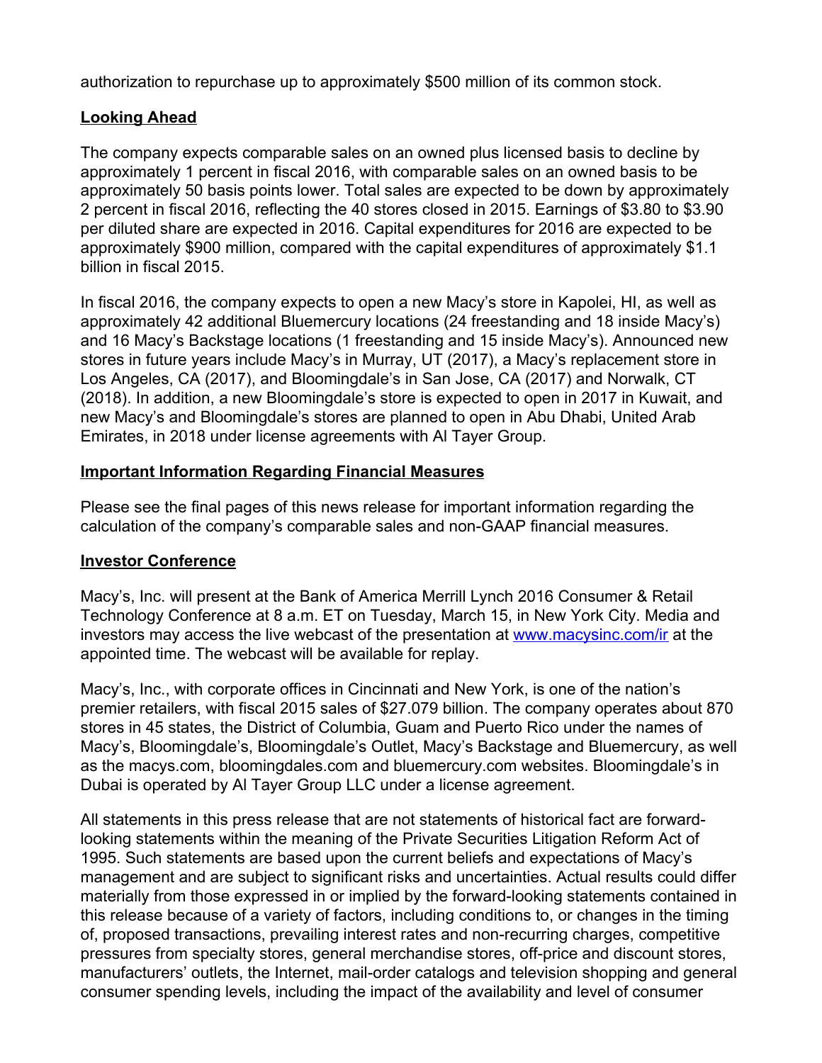authorization to repurchase up to approximately $500 million of its common stock.

## Looking Ahead

The company expects comparable sales on an owned plus licensed basis to decline by approximately 1 percent in fiscal 2016, with comparable sales on an owned basis to be approximately 50 basis points lower. Total sales are expected to be down by approximately 2 percent in fiscal 2016, reflecting the 40 stores closed in 2015. Earnings of $3.80 to $3.90 per diluted share are expected in 2016. Capital expenditures for 2016 are expected to be approximately $900 million, compared with the capital expenditures of approximately $1.1 billion in fiscal 2015.

In fiscal 2016, the company expects to open a new Macy's store in Kapolei, HI, as well as approximately 42 additional Bluemercury locations (24 freestanding and 18 inside Macy's) and 16 Macy's Backstage locations (1 freestanding and 15 inside Macy's). Announced new stores in future years include Macy's in Murray, UT (2017), a Macy's replacement store in Los Angeles, CA (2017), and Bloomingdale's in San Jose, CA (2017) and Norwalk, CT (2018). In addition, a new Bloomingdale's store is expected to open in 2017 in Kuwait, and new Macy's and Bloomingdale's stores are planned to open in Abu Dhabi, United Arab Emirates, in 2018 under license agreements with Al Tayer Group.

## Important Information Regarding Financial Measures

Please see the final pages of this news release for important information regarding the calculation of the company's comparable sales and non-GAAP financial measures.

## Investor Conference

Macy's, Inc. will present at the Bank of America Merrill Lynch 2016 Consumer & Retail Technology Conference at 8 a.m. ET on Tuesday, March 15, in New York City. Media and investors may access the live webcast of the presentation at [www.macysinc.com/ir](http://www.macysinc.com/ir) at the appointed time. The webcast will be available for replay.

Macy's, Inc., with corporate offices in Cincinnati and New York, is one of the nation's premier retailers, with fiscal 2015 sales of $27.079 billion. The company operates about 870 stores in 45 states, the District of Columbia, Guam and Puerto Rico under the names of Macy's, Bloomingdale's, Bloomingdale's Outlet, Macy's Backstage and Bluemercury, as well as the macys.com, bloomingdales.com and bluemercury.com websites. Bloomingdale's in Dubai is operated by Al Tayer Group LLC under a license agreement.

All statements in this press release that are not statements of historical fact are forward-looking statements within the meaning of the Private Securities Litigation Reform Act of 1995. Such statements are based upon the current beliefs and expectations of Macy's management and are subject to significant risks and uncertainties. Actual results could differ materially from those expressed in or implied by the forward-looking statements contained in this release because of a variety of factors, including conditions to, or changes in the timing of, proposed transactions, prevailing interest rates and non-recurring charges, competitive pressures from specialty stores, general merchandise stores, off-price and discount stores, manufacturers' outlets, the Internet, mail-order catalogs and television shopping and general consumer spending levels, including the impact of the availability and level of consumer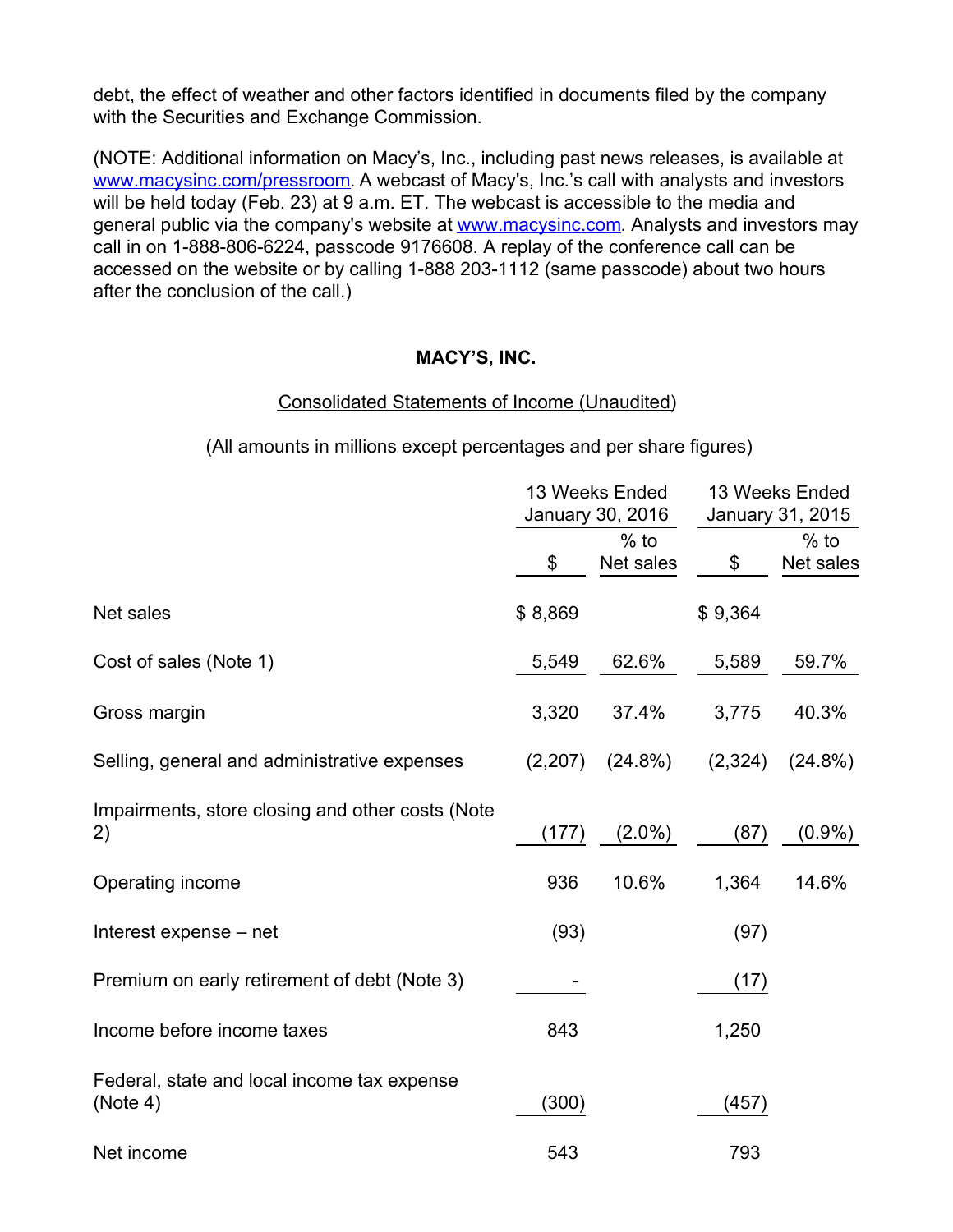debt, the effect of weather and other factors identified in documents filed by the company with the Securities and Exchange Commission.

(NOTE: Additional information on Macy's, Inc., including past news releases, is available at www.macysinc.com/pressroom. A webcast of Macy's, Inc.'s call with analysts and investors will be held today (Feb. 23) at 9 a.m. ET. The webcast is accessible to the media and general public via the company's website at www.macysinc.com. Analysts and investors may call in on 1-888-806-6224, passcode 9176608. A replay of the conference call can be accessed on the website or by calling 1-888 203-1112 (same passcode) about two hours after the conclusion of the call.)

**MACY'S, INC.**

Consolidated Statements of Income (Unaudited)

(All amounts in millions except percentages and per share figures)

| | 13 Weeks Ended January 30, 2016 | | 13 Weeks Ended January 31, 2015 | |
|---|---|---|---|---|
| | $ | % to Net sales | $ | % to Net sales |
| Net sales | $ 8,869 | | $ 9,364 | |
| Cost of sales (Note 1) | 5,549 | 62.6% | 5,589 | 59.7% |
| Gross margin | 3,320 | 37.4% | 3,775 | 40.3% |
| Selling, general and administrative expenses | (2,207) | (24.8%) | (2,324) | (24.8%) |
| Impairments, store closing and other costs (Note 2) | (177) | (2.0%) | (87) | (0.9%) |
| Operating income | 936 | 10.6% | 1,364 | 14.6% |
| Interest expense – net | (93) | | (97) | |
| Premium on early retirement of debt (Note 3) | - | | (17) | |
| Income before income taxes | 843 | | 1,250 | |
| Federal, state and local income tax expense (Note 4) | (300) | | (457) | |
| Net income | 543 | | 793 | |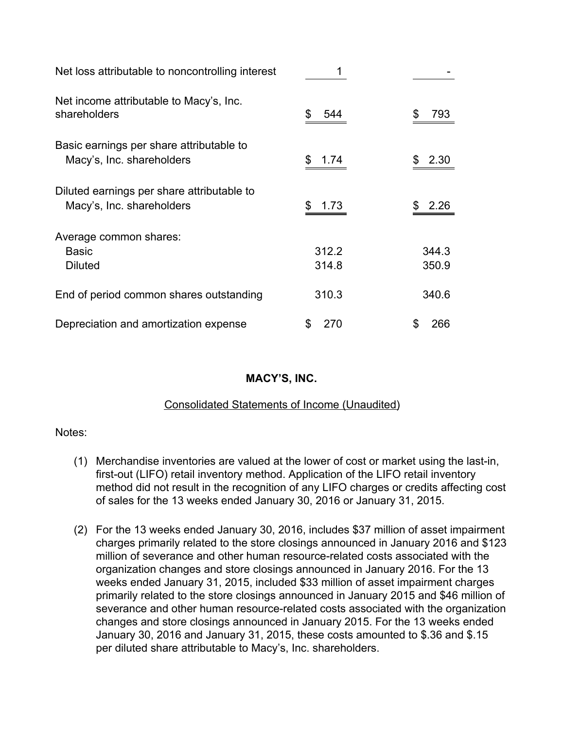| | | |
|---|---|---|
| Net loss attributable to noncontrolling interest | 1 | - |
| Net income attributable to Macy's, Inc. shareholders | $ 544 | $ 793 |
| Basic earnings per share attributable to Macy's, Inc. shareholders | $ 1.74 | $ 2.30 |
| Diluted earnings per share attributable to Macy's, Inc. shareholders | $ 1.73 | $ 2.26 |
| Average common shares: | | |
| Basic | 312.2 | 344.3 |
| Diluted | 314.8 | 350.9 |
| End of period common shares outstanding | 310.3 | 340.6 |
| Depreciation and amortization expense | $ 270 | $ 266 |

**MACY'S, INC.**

Consolidated Statements of Income (Unaudited)

Notes:

(1) Merchandise inventories are valued at the lower of cost or market using the last-in, first-out (LIFO) retail inventory method. Application of the LIFO retail inventory method did not result in the recognition of any LIFO charges or credits affecting cost of sales for the 13 weeks ended January 30, 2016 or January 31, 2015.

(2) For the 13 weeks ended January 30, 2016, includes $37 million of asset impairment charges primarily related to the store closings announced in January 2016 and $123 million of severance and other human resource-related costs associated with the organization changes and store closings announced in January 2016. For the 13 weeks ended January 31, 2015, included $33 million of asset impairment charges primarily related to the store closings announced in January 2015 and $46 million of severance and other human resource-related costs associated with the organization changes and store closings announced in January 2015. For the 13 weeks ended January 30, 2016 and January 31, 2015, these costs amounted to $.36 and $.15 per diluted share attributable to Macy's, Inc. shareholders.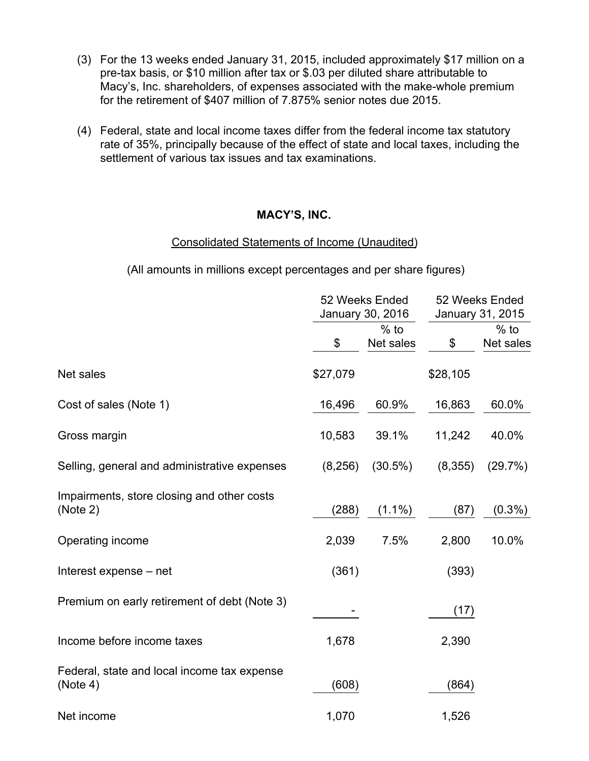(3) For the 13 weeks ended January 31, 2015, included approximately $17 million on a pre-tax basis, or $10 million after tax or $.03 per diluted share attributable to Macy's, Inc. shareholders, of expenses associated with the make-whole premium for the retirement of $407 million of 7.875% senior notes due 2015.

(4) Federal, state and local income taxes differ from the federal income tax statutory rate of 35%, principally because of the effect of state and local taxes, including the settlement of various tax issues and tax examinations.

**MACY'S, INC.**

Consolidated Statements of Income (Unaudited)

(All amounts in millions except percentages and per share figures)

| | 52 Weeks Ended January 30, 2016 | | 52 Weeks Ended January 31, 2015 | |
|---|---|---|---|---|
| | $ | % to Net sales | $ | % to Net sales |
| Net sales | $27,079 | | $28,105 | |
| Cost of sales (Note 1) | 16,496 | 60.9% | 16,863 | 60.0% |
| Gross margin | 10,583 | 39.1% | 11,242 | 40.0% |
| Selling, general and administrative expenses | (8,256) | (30.5%) | (8,355) | (29.7%) |
| Impairments, store closing and other costs (Note 2) | (288) | (1.1%) | (87) | (0.3%) |
| Operating income | 2,039 | 7.5% | 2,800 | 10.0% |
| Interest expense – net | (361) | | (393) | |
| Premium on early retirement of debt (Note 3) | - | | (17) | |
| Income before income taxes | 1,678 | | 2,390 | |
| Federal, state and local income tax expense (Note 4) | (608) | | (864) | |
| Net income | 1,070 | | 1,526 | |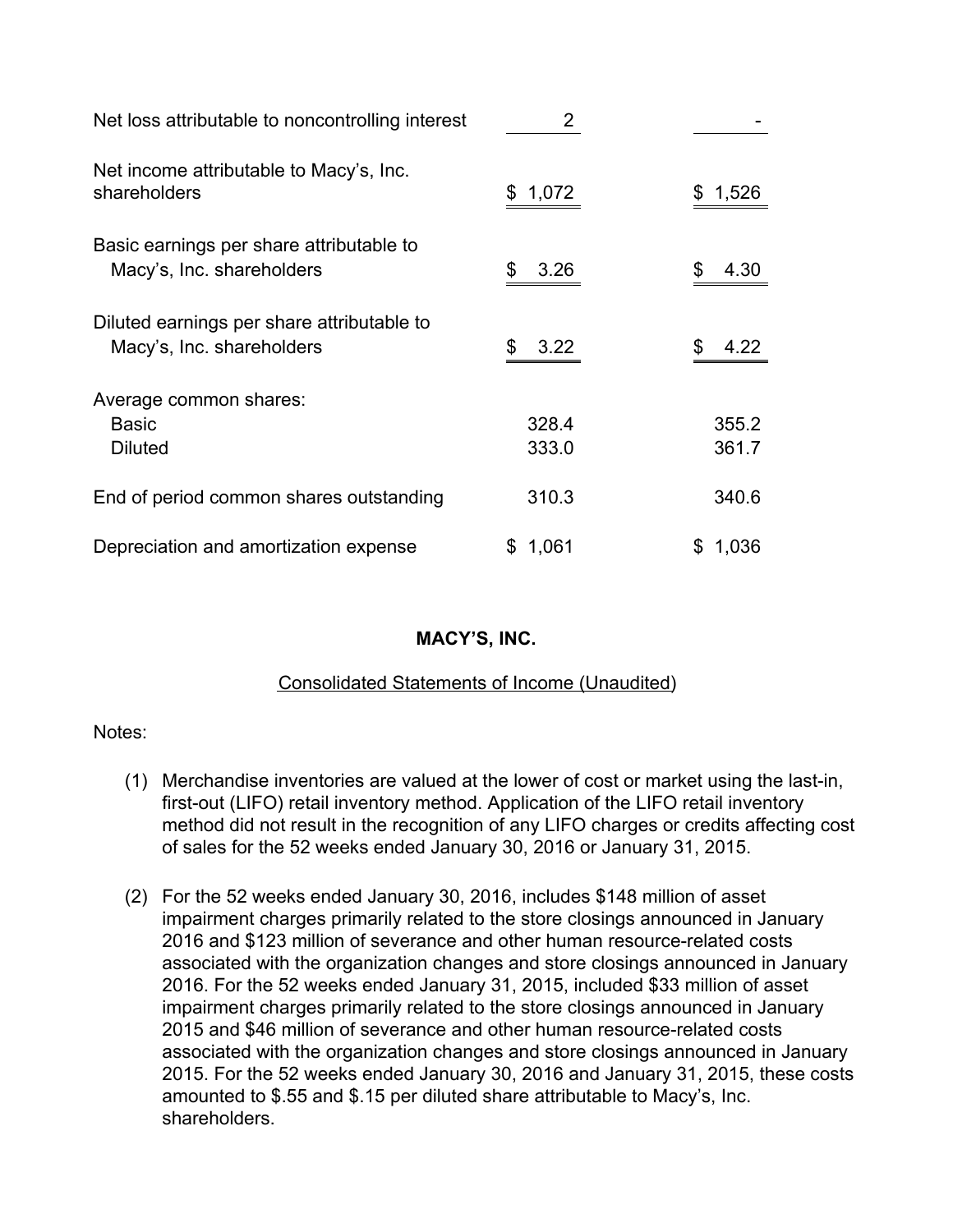| | | |
|---|---|---|
| Net loss attributable to noncontrolling interest | 2 | - |
| Net income attributable to Macy's, Inc. shareholders | $ 1,072 | $ 1,526 |
| Basic earnings per share attributable to Macy's, Inc. shareholders | $ 3.26 | $ 4.30 |
| Diluted earnings per share attributable to Macy's, Inc. shareholders | $ 3.22 | $ 4.22 |
| Average common shares: | | |
| Basic | 328.4 | 355.2 |
| Diluted | 333.0 | 361.7 |
| End of period common shares outstanding | 310.3 | 340.6 |
| Depreciation and amortization expense | $ 1,061 | $ 1,036 |

**MACY'S, INC.**

Consolidated Statements of Income (Unaudited)

Notes:

(1) Merchandise inventories are valued at the lower of cost or market using the last-in, first-out (LIFO) retail inventory method. Application of the LIFO retail inventory method did not result in the recognition of any LIFO charges or credits affecting cost of sales for the 52 weeks ended January 30, 2016 or January 31, 2015.

(2) For the 52 weeks ended January 30, 2016, includes $148 million of asset impairment charges primarily related to the store closings announced in January 2016 and $123 million of severance and other human resource-related costs associated with the organization changes and store closings announced in January 2016. For the 52 weeks ended January 31, 2015, included $33 million of asset impairment charges primarily related to the store closings announced in January 2015 and $46 million of severance and other human resource-related costs associated with the organization changes and store closings announced in January 2015. For the 52 weeks ended January 30, 2016 and January 31, 2015, these costs amounted to $.55 and $.15 per diluted share attributable to Macy's, Inc. shareholders.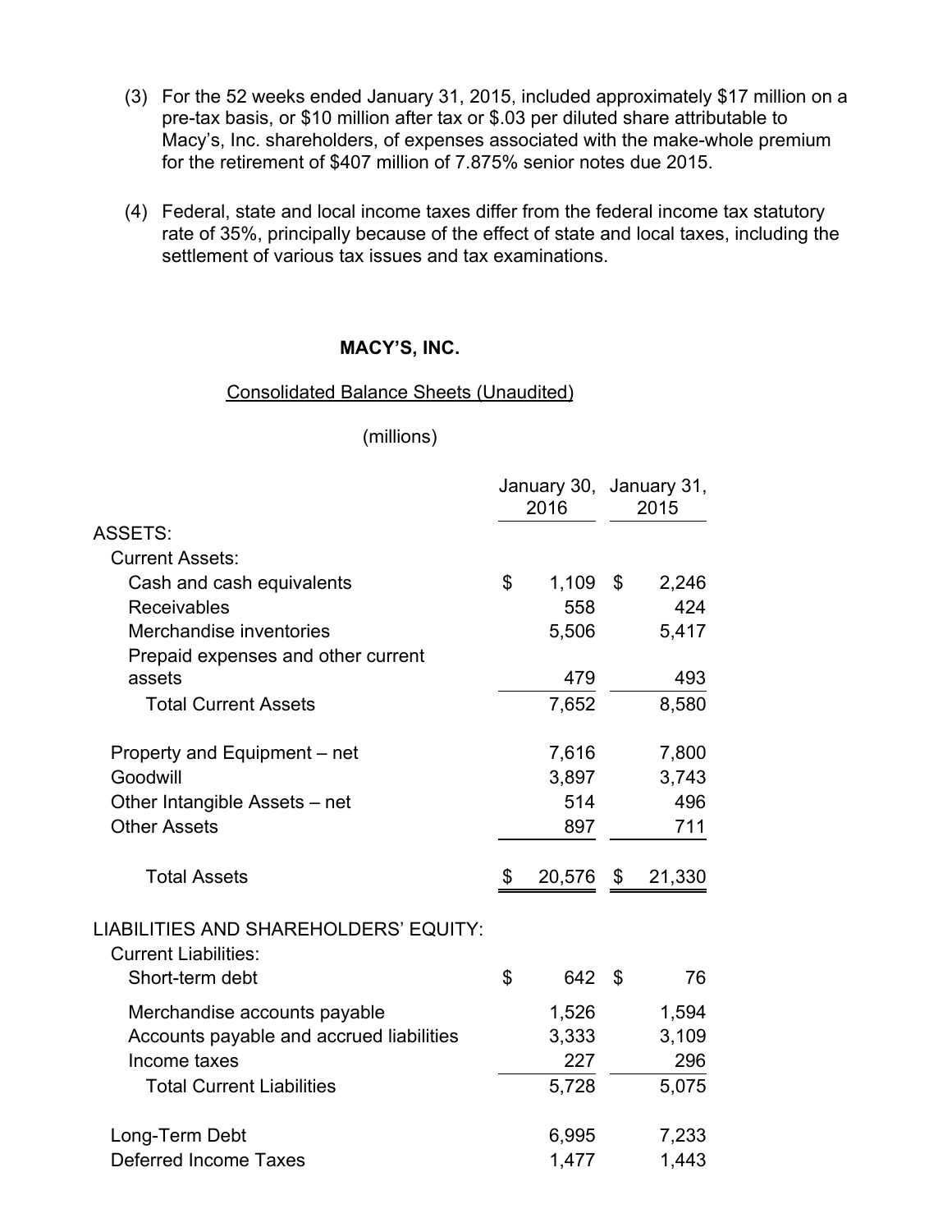(3) For the 52 weeks ended January 31, 2015, included approximately $17 million on a pre-tax basis, or $10 million after tax or $.03 per diluted share attributable to Macy's, Inc. shareholders, of expenses associated with the make-whole premium for the retirement of $407 million of 7.875% senior notes due 2015.

(4) Federal, state and local income taxes differ from the federal income tax statutory rate of 35%, principally because of the effect of state and local taxes, including the settlement of various tax issues and tax examinations.

**MACY'S, INC.**

Consolidated Balance Sheets (Unaudited)

(millions)

| | January 30, 2016 | January 31, 2015 |
|---|---|---|
| ASSETS: | | |
| Current Assets: | | |
| Cash and cash equivalents | $ 1,109 | $ 2,246 |
| Receivables | 558 | 424 |
| Merchandise inventories | 5,506 | 5,417 |
| Prepaid expenses and other current assets | 479 | 493 |
| Total Current Assets | 7,652 | 8,580 |
| Property and Equipment – net | 7,616 | 7,800 |
| Goodwill | 3,897 | 3,743 |
| Other Intangible Assets – net | 514 | 496 |
| Other Assets | 897 | 711 |
| Total Assets | $ 20,576 | $ 21,330 |
| LIABILITIES AND SHAREHOLDERS' EQUITY: | | |
| Current Liabilities: | | |
| Short-term debt | $ 642 | $ 76 |
| Merchandise accounts payable | 1,526 | 1,594 |
| Accounts payable and accrued liabilities | 3,333 | 3,109 |
| Income taxes | 227 | 296 |
| Total Current Liabilities | 5,728 | 5,075 |
| Long-Term Debt | 6,995 | 7,233 |
| Deferred Income Taxes | 1,477 | 1,443 |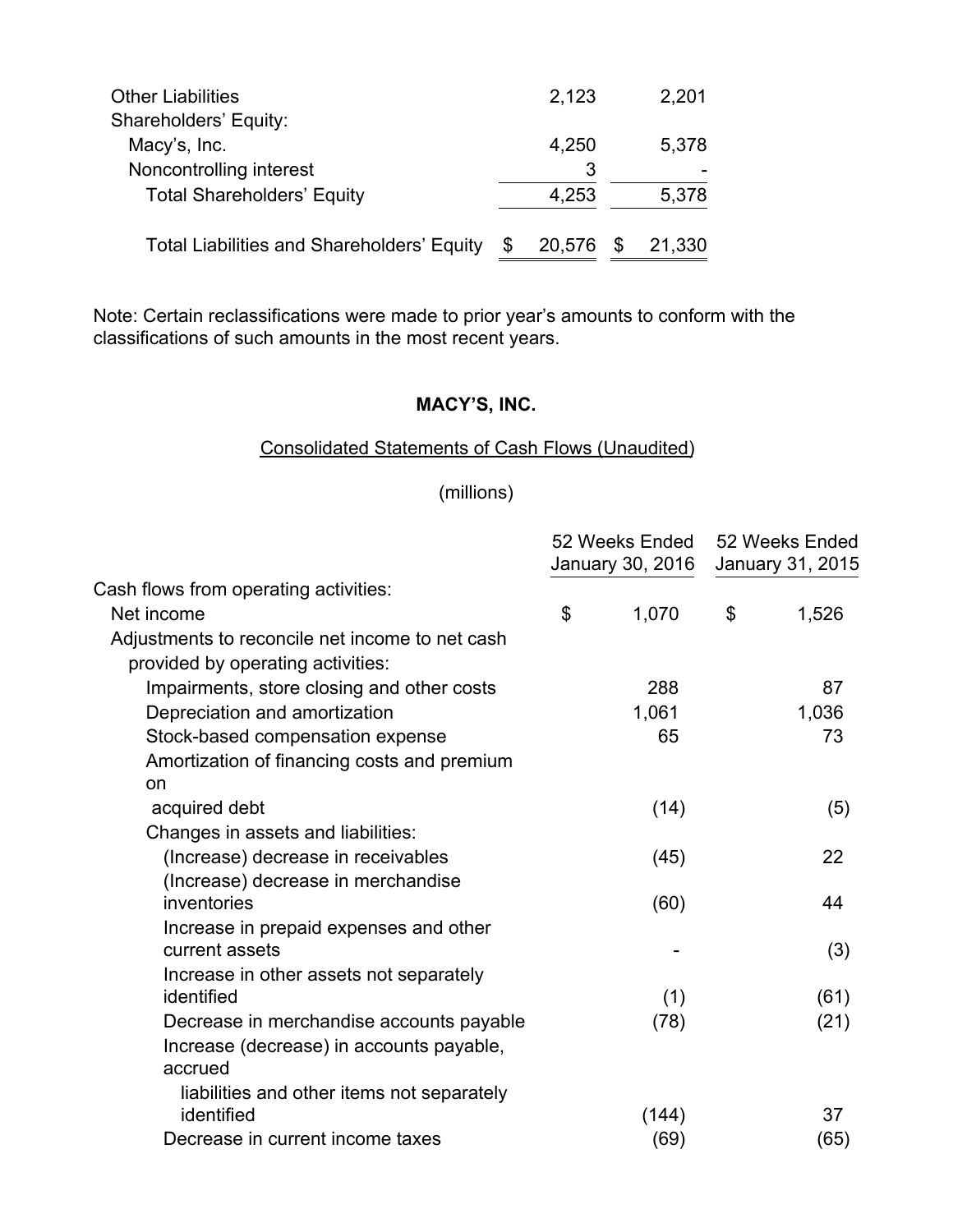| | | |
|---|---|---|
| Other Liabilities | 2,123 | 2,201 |
| Shareholders' Equity: | | |
| Macy's, Inc. | 4,250 | 5,378 |
| Noncontrolling interest | 3 | - |
| Total Shareholders' Equity | 4,253 | 5,378 |
| Total Liabilities and Shareholders' Equity | $ 20,576 | $ 21,330 |

Note: Certain reclassifications were made to prior year's amounts to conform with the classifications of such amounts in the most recent years.

**MACY'S, INC.**

Consolidated Statements of Cash Flows (Unaudited)

(millions)

| | 52 Weeks Ended January 30, 2016 | 52 Weeks Ended January 31, 2015 |
|---|---|---|
| Cash flows from operating activities: | | |
| Net income | $ 1,070 | $ 1,526 |
| Adjustments to reconcile net income to net cash provided by operating activities: | | |
| Impairments, store closing and other costs | 288 | 87 |
| Depreciation and amortization | 1,061 | 1,036 |
| Stock-based compensation expense | 65 | 73 |
| Amortization of financing costs and premium on acquired debt | (14) | (5) |
| Changes in assets and liabilities: | | |
| (Increase) decrease in receivables | (45) | 22 |
| (Increase) decrease in merchandise inventories | (60) | 44 |
| Increase in prepaid expenses and other current assets | - | (3) |
| Increase in other assets not separately identified | (1) | (61) |
| Decrease in merchandise accounts payable | (78) | (21) |
| Increase (decrease) in accounts payable, accrued liabilities and other items not separately identified | (144) | 37 |
| Decrease in current income taxes | (69) | (65) |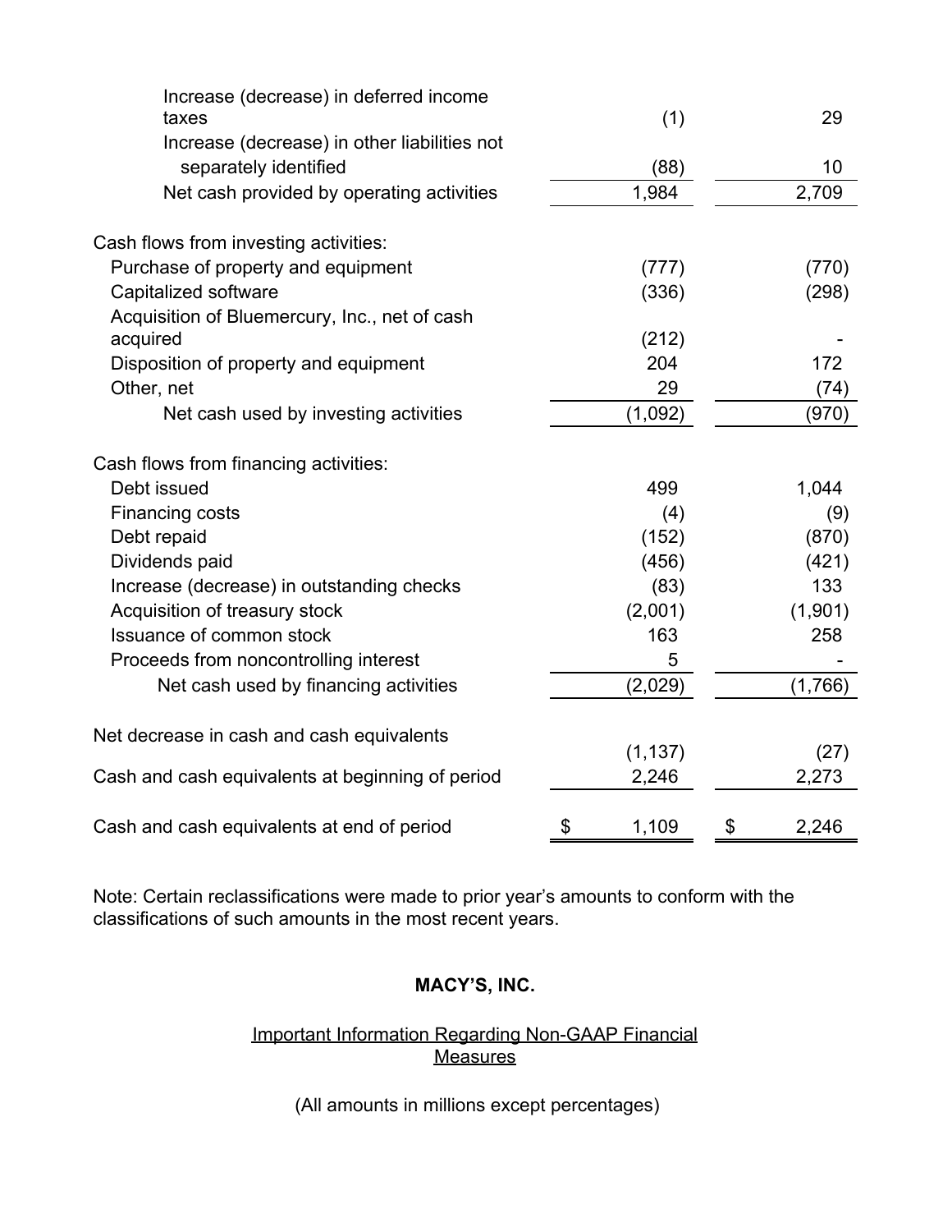| | | |
|---|---|---|
| Increase (decrease) in deferred income taxes | (1) | 29 |
| Increase (decrease) in other liabilities not separately identified | (88) | 10 |
| Net cash provided by operating activities | 1,984 | 2,709 |
| | | |
| Cash flows from investing activities: | | |
| Purchase of property and equipment | (777) | (770) |
| Capitalized software | (336) | (298) |
| Acquisition of Bluemercury, Inc., net of cash acquired | (212) | - |
| Disposition of property and equipment | 204 | 172 |
| Other, net | 29 | (74) |
| Net cash used by investing activities | (1,092) | (970) |
| | | |
| Cash flows from financing activities: | | |
| Debt issued | 499 | 1,044 |
| Financing costs | (4) | (9) |
| Debt repaid | (152) | (870) |
| Dividends paid | (456) | (421) |
| Increase (decrease) in outstanding checks | (83) | 133 |
| Acquisition of treasury stock | (2,001) | (1,901) |
| Issuance of common stock | 163 | 258 |
| Proceeds from noncontrolling interest | 5 | - |
| Net cash used by financing activities | (2,029) | (1,766) |
| | | |
| Net decrease in cash and cash equivalents | (1,137) | (27) |
| Cash and cash equivalents at beginning of period | 2,246 | 2,273 |
| | | |
| Cash and cash equivalents at end of period | $ 1,109 | $ 2,246 |

Note: Certain reclassifications were made to prior year's amounts to conform with the classifications of such amounts in the most recent years.

**MACY'S, INC.**

Important Information Regarding Non-GAAP Financial Measures

(All amounts in millions except percentages)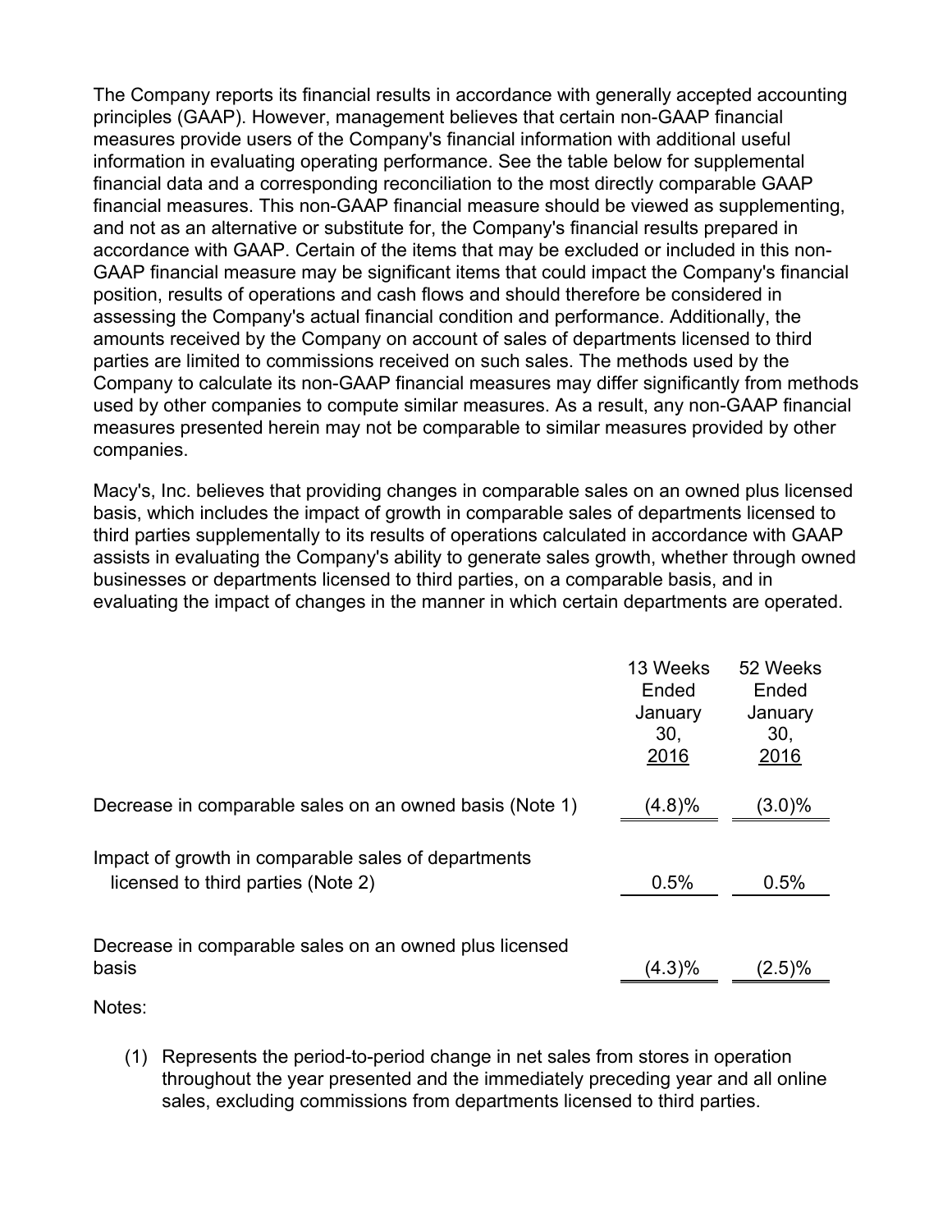The Company reports its financial results in accordance with generally accepted accounting principles (GAAP). However, management believes that certain non-GAAP financial measures provide users of the Company's financial information with additional useful information in evaluating operating performance. See the table below for supplemental financial data and a corresponding reconciliation to the most directly comparable GAAP financial measures. This non-GAAP financial measure should be viewed as supplementing, and not as an alternative or substitute for, the Company's financial results prepared in accordance with GAAP. Certain of the items that may be excluded or included in this non-GAAP financial measure may be significant items that could impact the Company's financial position, results of operations and cash flows and should therefore be considered in assessing the Company's actual financial condition and performance. Additionally, the amounts received by the Company on account of sales of departments licensed to third parties are limited to commissions received on such sales. The methods used by the Company to calculate its non-GAAP financial measures may differ significantly from methods used by other companies to compute similar measures. As a result, any non-GAAP financial measures presented herein may not be comparable to similar measures provided by other companies.

Macy's, Inc. believes that providing changes in comparable sales on an owned plus licensed basis, which includes the impact of growth in comparable sales of departments licensed to third parties supplementally to its results of operations calculated in accordance with GAAP assists in evaluating the Company's ability to generate sales growth, whether through owned businesses or departments licensed to third parties, on a comparable basis, and in evaluating the impact of changes in the manner in which certain departments are operated.

| | 13 Weeks Ended January 30, 2016 | 52 Weeks Ended January 30, 2016 |
|---|---|---|
| Decrease in comparable sales on an owned basis (Note 1) | (4.8)% | (3.0)% |
| Impact of growth in comparable sales of departments licensed to third parties (Note 2) | 0.5% | 0.5% |
| Decrease in comparable sales on an owned plus licensed basis | (4.3)% | (2.5)% |

Notes:

(1) Represents the period-to-period change in net sales from stores in operation throughout the year presented and the immediately preceding year and all online sales, excluding commissions from departments licensed to third parties.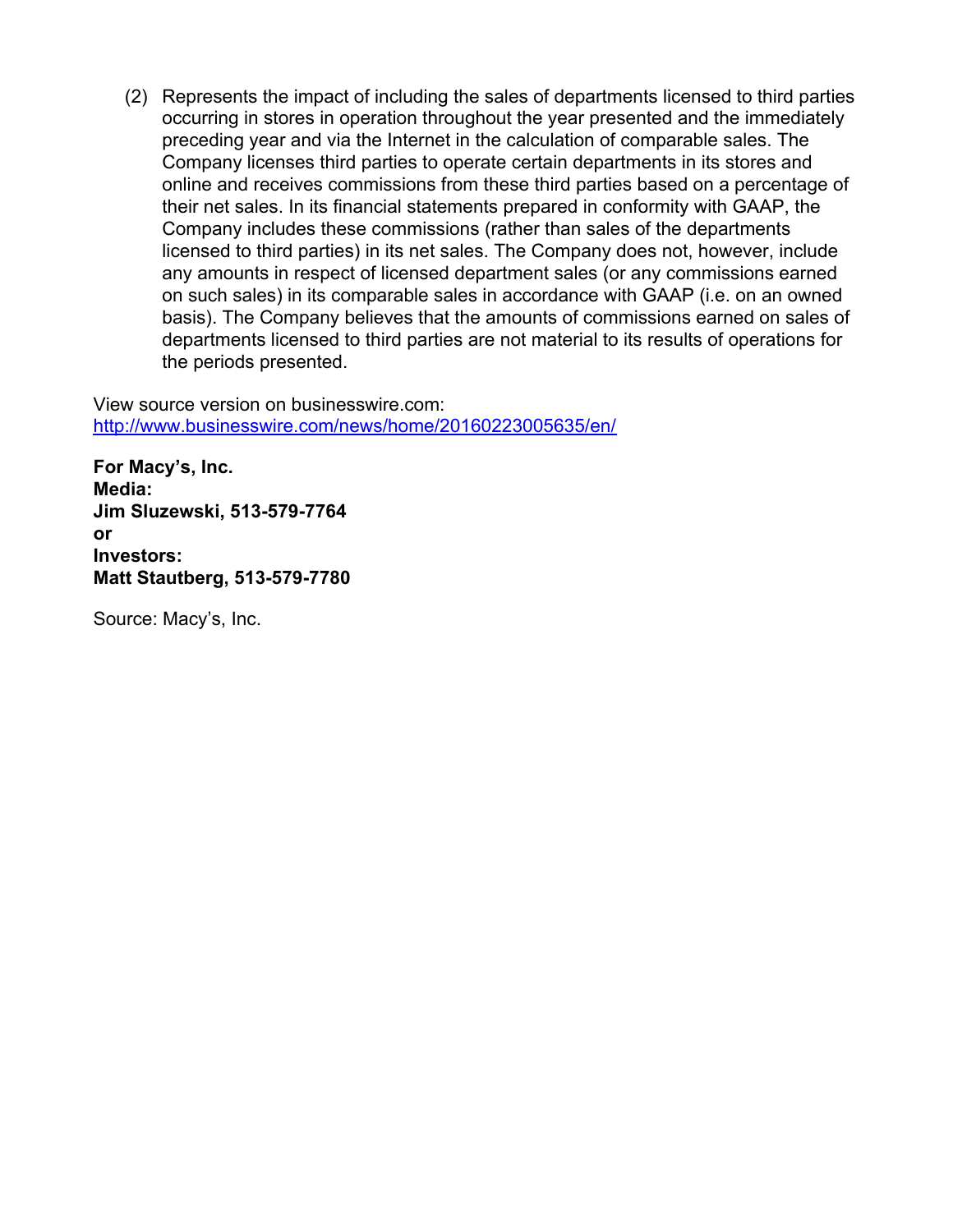(2) Represents the impact of including the sales of departments licensed to third parties occurring in stores in operation throughout the year presented and the immediately preceding year and via the Internet in the calculation of comparable sales. The Company licenses third parties to operate certain departments in its stores and online and receives commissions from these third parties based on a percentage of their net sales. In its financial statements prepared in conformity with GAAP, the Company includes these commissions (rather than sales of the departments licensed to third parties) in its net sales. The Company does not, however, include any amounts in respect of licensed department sales (or any commissions earned on such sales) in its comparable sales in accordance with GAAP (i.e. on an owned basis). The Company believes that the amounts of commissions earned on sales of departments licensed to third parties are not material to its results of operations for the periods presented.

View source version on businesswire.com: http://www.businesswire.com/news/home/20160223005635/en/

**For Macy's, Inc.**
**Media:**
**Jim Sluzewski, 513-579-7764**
**or**
**Investors:**
**Matt Stautberg, 513-579-7780**

Source: Macy's, Inc.